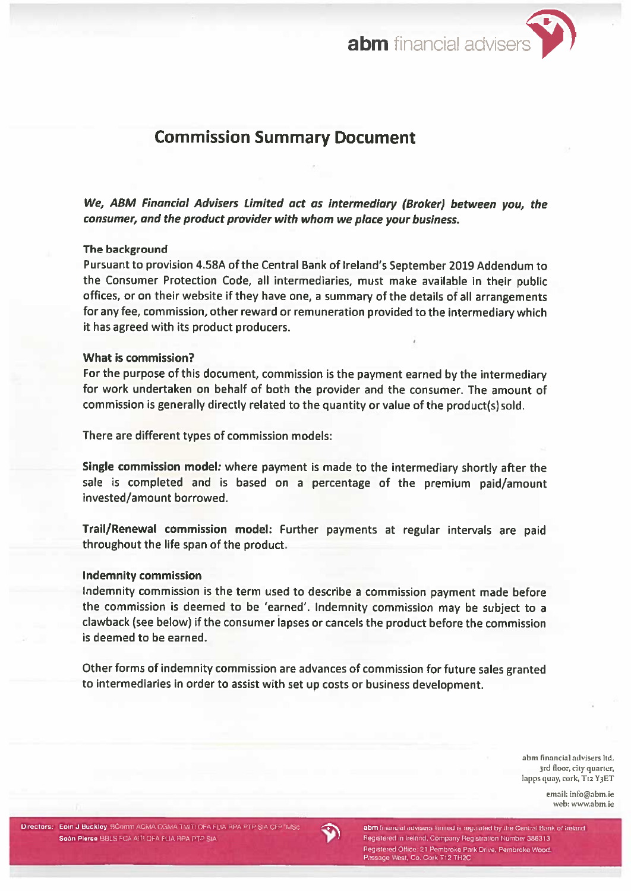# Commission Summary Document

***We, ABM Financial Advisers Limited act as intermediary (Broker) between you, the consumer, and the product provider with whom we place your business.***

**The background**

Pursuant to provision 4.58A of the Central Bank of Ireland's September 2019 Addendum to the Consumer Protection Code, all intermediaries, must make available in their public offices, or on their website if they have one, a summary of the details of all arrangements for any fee, commission, other reward or remuneration provided to the intermediary which it has agreed with its product producers.

**What is commission?**

For the purpose of this document, commission is the payment earned by the intermediary for work undertaken on behalf of both the provider and the consumer. The amount of commission is generally directly related to the quantity or value of the product(s) sold.

There are different types of commission models:

**Single commission model***:* where payment is made to the intermediary shortly after the sale is completed and is based on a percentage of the premium paid/amount invested/amount borrowed.

**Trail/Renewal commission model:** Further payments at regular intervals are paid throughout the life span of the product.

**Indemnity commission**

Indemnity commission is the term used to describe a commission payment made before the commission is deemed to be 'earned'. Indemnity commission may be subject to a clawback (see below) if the consumer lapses or cancels the product before the commission is deemed to be earned.

Other forms of indemnity commission are advances of commission for future sales granted to intermediaries in order to assist with set up costs or business development.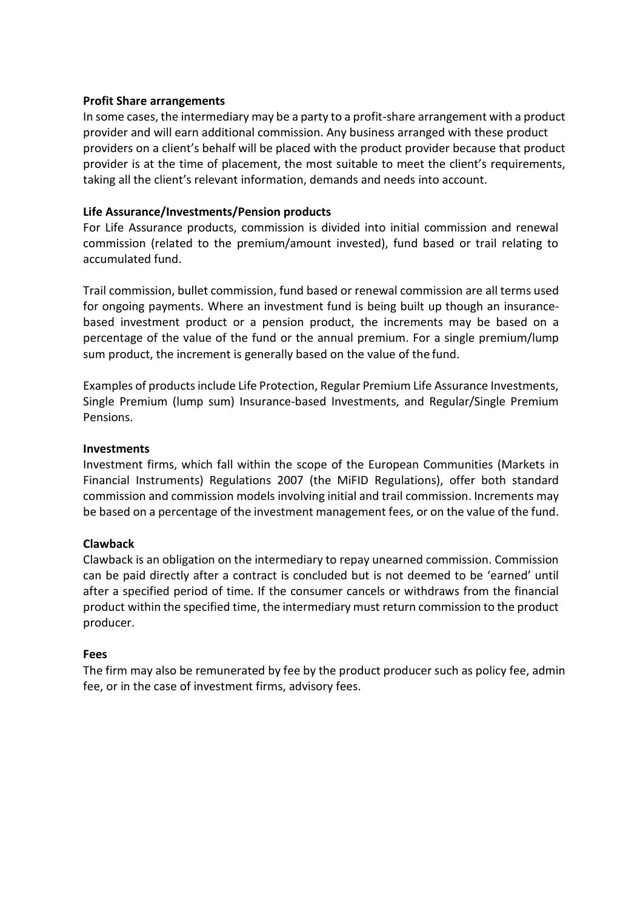**Profit Share arrangements**

In some cases, the intermediary may be a party to a profit-share arrangement with a product provider and will earn additional commission. Any business arranged with these product providers on a client's behalf will be placed with the product provider because that product provider is at the time of placement, the most suitable to meet the client's requirements, taking all the client's relevant information, demands and needs into account.

**Life Assurance/Investments/Pension products**

For Life Assurance products, commission is divided into initial commission and renewal commission (related to the premium/amount invested), fund based or trail relating to accumulated fund.

Trail commission, bullet commission, fund based or renewal commission are all terms used for ongoing payments. Where an investment fund is being built up though an insurance-based investment product or a pension product, the increments may be based on a percentage of the value of the fund or the annual premium. For a single premium/lump sum product, the increment is generally based on the value of the fund.

Examples of products include Life Protection, Regular Premium Life Assurance Investments, Single Premium (lump sum) Insurance-based Investments, and Regular/Single Premium Pensions.

**Investments**

Investment firms, which fall within the scope of the European Communities (Markets in Financial Instruments) Regulations 2007 (the MiFID Regulations), offer both standard commission and commission models involving initial and trail commission. Increments may be based on a percentage of the investment management fees, or on the value of the fund.

**Clawback**

Clawback is an obligation on the intermediary to repay unearned commission. Commission can be paid directly after a contract is concluded but is not deemed to be 'earned' until after a specified period of time. If the consumer cancels or withdraws from the financial product within the specified time, the intermediary must return commission to the product producer.

**Fees**

The firm may also be remunerated by fee by the product producer such as policy fee, admin fee, or in the case of investment firms, advisory fees.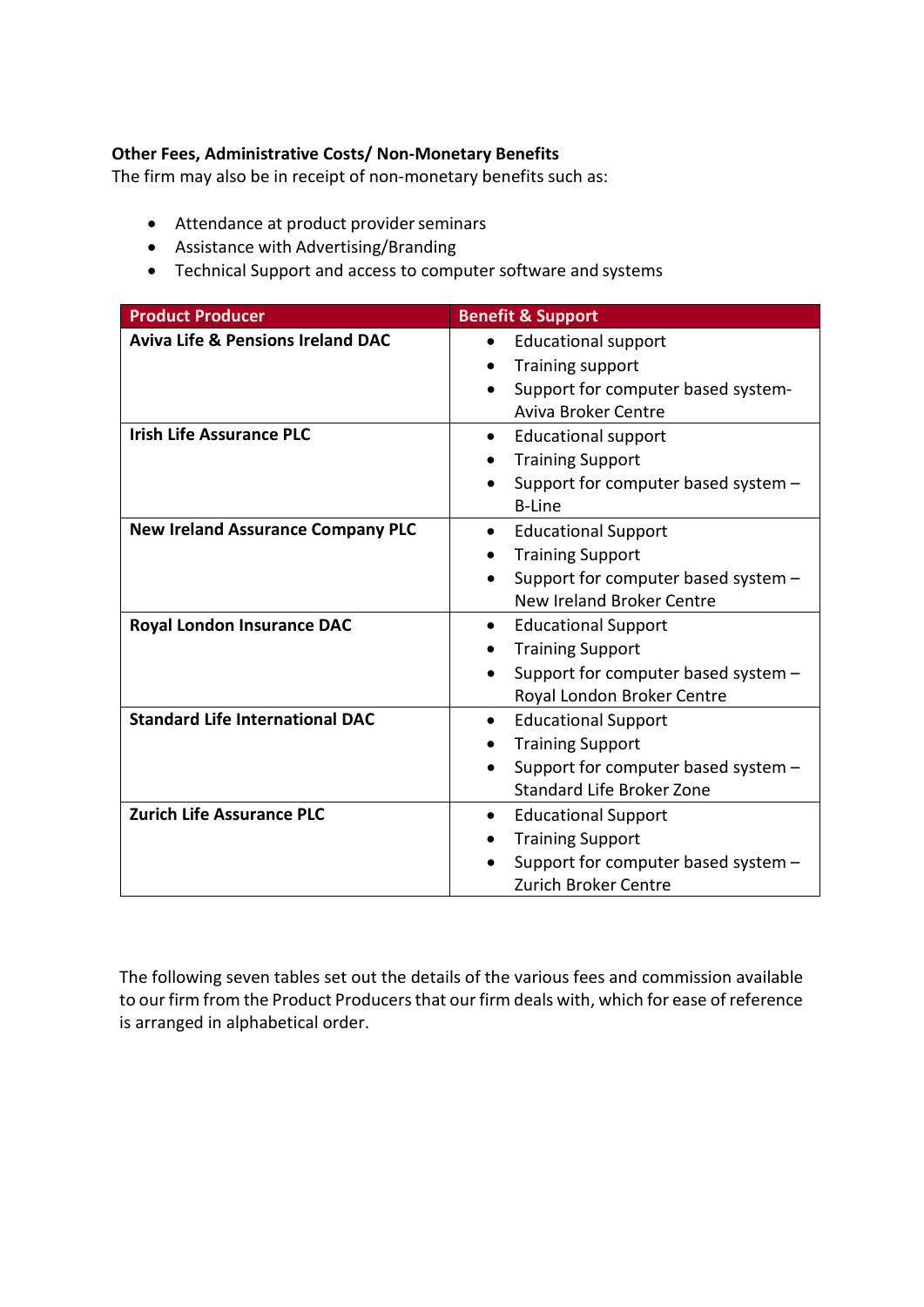**Other Fees, Administrative Costs/ Non-Monetary Benefits**

The firm may also be in receipt of non-monetary benefits such as:

- Attendance at product provider seminars
- Assistance with Advertising/Branding
- Technical Support and access to computer software and systems

| Product Producer | Benefit & Support |
|---|---|
| **Aviva Life & Pensions Ireland DAC** | • Educational support<br>• Training support<br>• Support for computer based system- Aviva Broker Centre |
| **Irish Life Assurance PLC** | • Educational support<br>• Training Support<br>• Support for computer based system – B-Line |
| **New Ireland Assurance Company PLC** | • Educational Support<br>• Training Support<br>• Support for computer based system – New Ireland Broker Centre |
| **Royal London Insurance DAC** | • Educational Support<br>• Training Support<br>• Support for computer based system – Royal London Broker Centre |
| **Standard Life International DAC** | • Educational Support<br>• Training Support<br>• Support for computer based system – Standard Life Broker Zone |
| **Zurich Life Assurance PLC** | • Educational Support<br>• Training Support<br>• Support for computer based system – Zurich Broker Centre |

The following seven tables set out the details of the various fees and commission available to our firm from the Product Producers that our firm deals with, which for ease of reference is arranged in alphabetical order.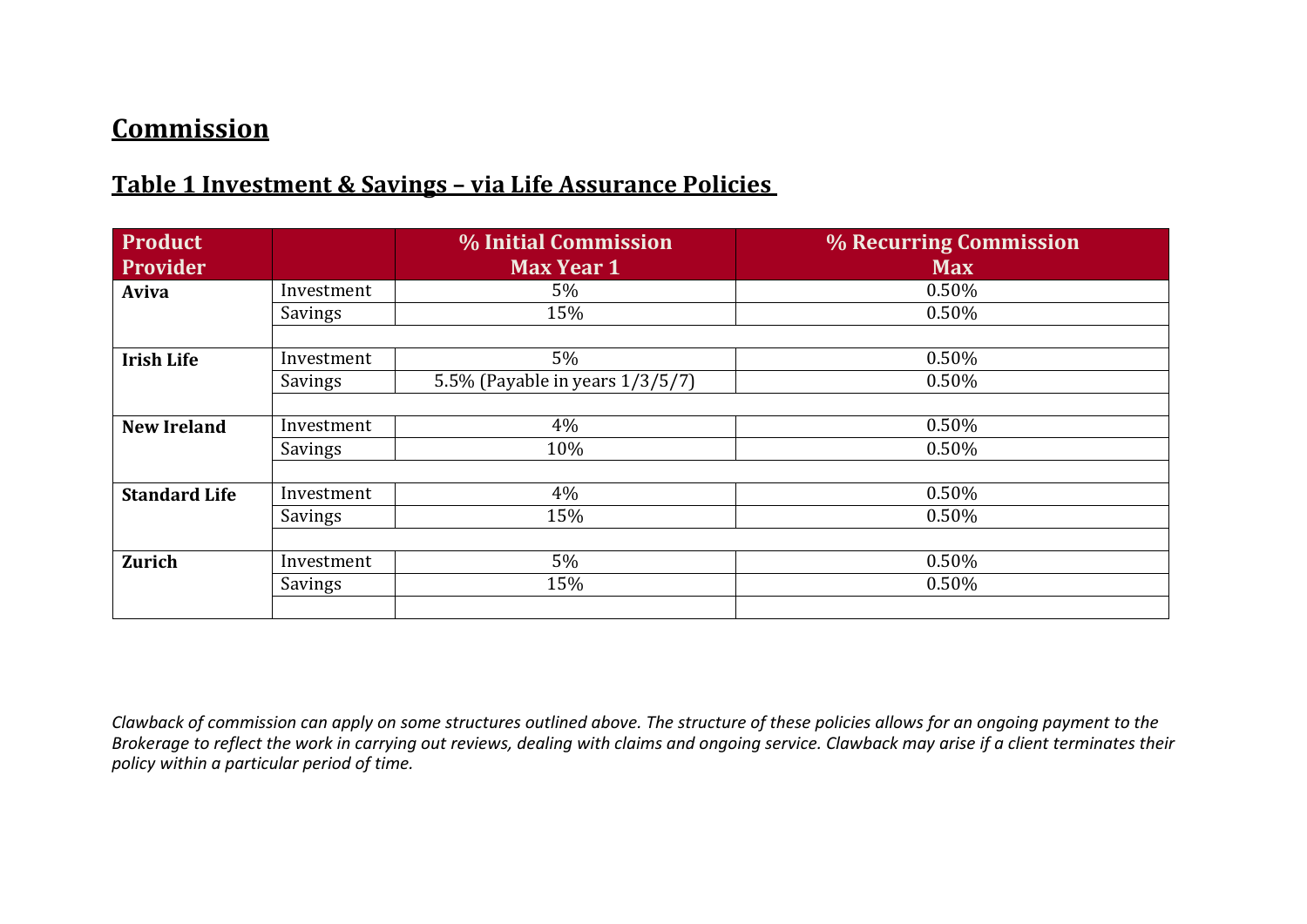# Commission

## Table 1 Investment & Savings – via Life Assurance Policies

| Product Provider | | % Initial Commission Max Year 1 | % Recurring Commission Max |
|---|---|---|---|
| **Aviva** | Investment | 5% | 0.50% |
| | Savings | 15% | 0.50% |
| | | | |
| **Irish Life** | Investment | 5% | 0.50% |
| | Savings | 5.5% (Payable in years 1/3/5/7) | 0.50% |
| | | | |
| **New Ireland** | Investment | 4% | 0.50% |
| | Savings | 10% | 0.50% |
| | | | |
| **Standard Life** | Investment | 4% | 0.50% |
| | Savings | 15% | 0.50% |
| | | | |
| **Zurich** | Investment | 5% | 0.50% |
| | Savings | 15% | 0.50% |
| | | | |

*Clawback of commission can apply on some structures outlined above. The structure of these policies allows for an ongoing payment to the Brokerage to reflect the work in carrying out reviews, dealing with claims and ongoing service. Clawback may arise if a client terminates their policy within a particular period of time.*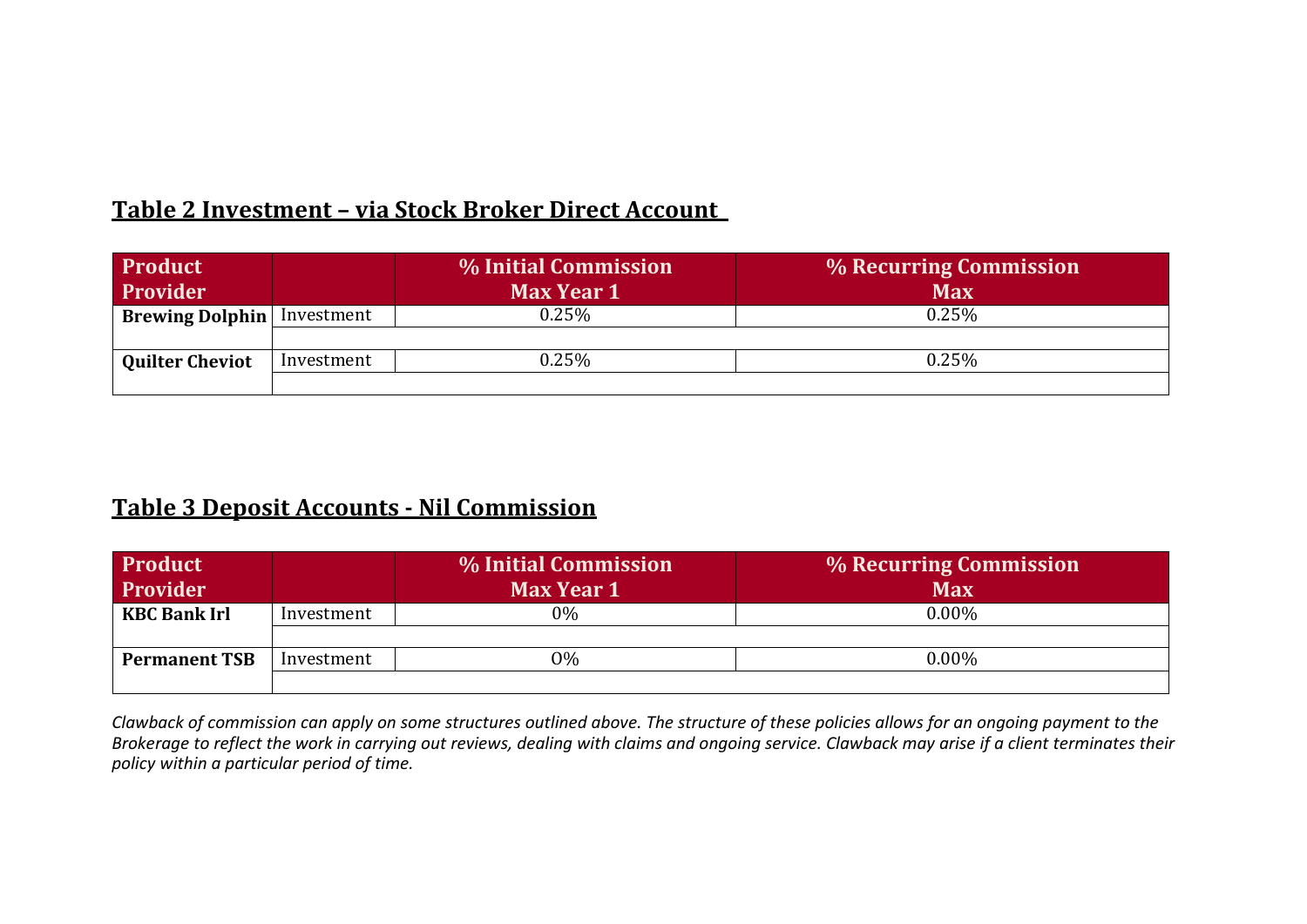## Table 2 Investment – via Stock Broker Direct Account

| Product Provider | | % Initial Commission Max Year 1 | % Recurring Commission Max |
|---|---|---|---|
| **Brewing Dolphin** | Investment | 0.25% | 0.25% |
| | | | |
| **Quilter Cheviot** | Investment | 0.25% | 0.25% |
| | | | |

## Table 3 Deposit Accounts - Nil Commission

| Product Provider | | % Initial Commission Max Year 1 | % Recurring Commission Max |
|---|---|---|---|
| **KBC Bank Irl** | Investment | 0% | 0.00% |
| | | | |
| **Permanent TSB** | Investment | O% | 0.00% |
| | | | |

*Clawback of commission can apply on some structures outlined above. The structure of these policies allows for an ongoing payment to the Brokerage to reflect the work in carrying out reviews, dealing with claims and ongoing service. Clawback may arise if a client terminates their policy within a particular period of time.*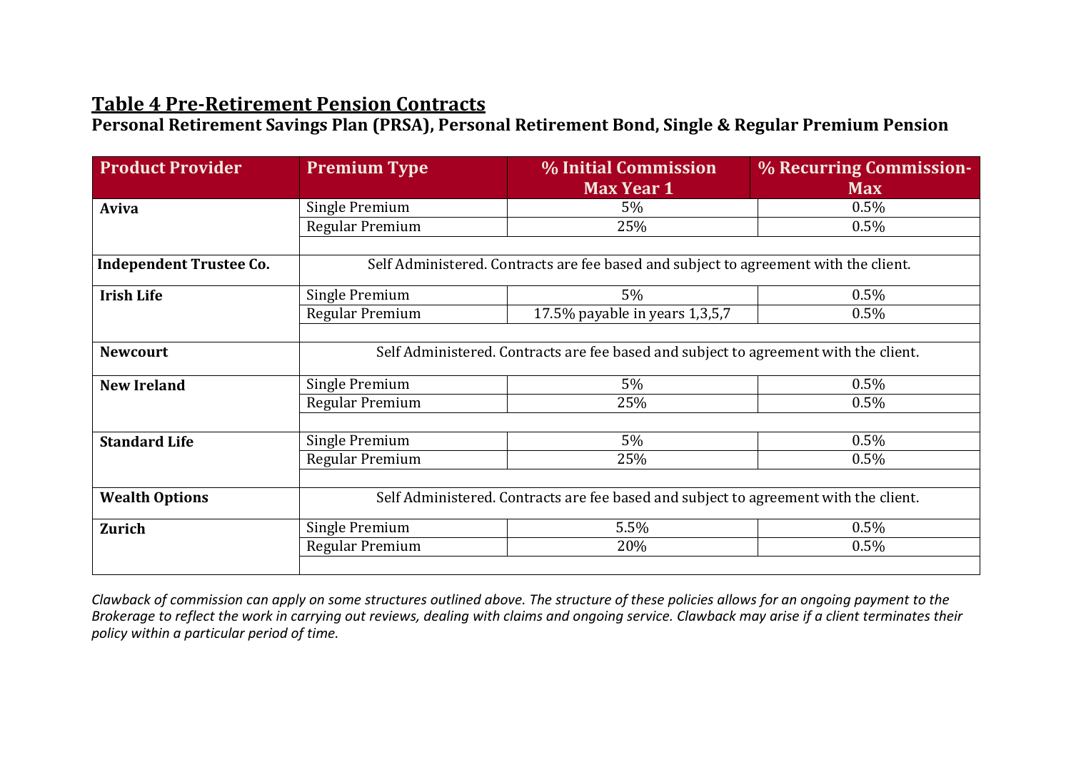## Table 4 Pre-Retirement Pension Contracts

**Personal Retirement Savings Plan (PRSA), Personal Retirement Bond, Single & Regular Premium Pension**

| Product Provider | Premium Type | % Initial Commission Max Year 1 | % Recurring Commission-Max |
|---|---|---|---|
| **Aviva** | Single Premium | 5% | 0.5% |
| | Regular Premium | 25% | 0.5% |
| **Independent Trustee Co.** | Self Administered. Contracts are fee based and subject to agreement with the client. | | |
| **Irish Life** | Single Premium | 5% | 0.5% |
| | Regular Premium | 17.5% payable in years 1,3,5,7 | 0.5% |
| **Newcourt** | Self Administered. Contracts are fee based and subject to agreement with the client. | | |
| **New Ireland** | Single Premium | 5% | 0.5% |
| | Regular Premium | 25% | 0.5% |
| **Standard Life** | Single Premium | 5% | 0.5% |
| | Regular Premium | 25% | 0.5% |
| **Wealth Options** | Self Administered. Contracts are fee based and subject to agreement with the client. | | |
| **Zurich** | Single Premium | 5.5% | 0.5% |
| | Regular Premium | 20% | 0.5% |

*Clawback of commission can apply on some structures outlined above. The structure of these policies allows for an ongoing payment to the Brokerage to reflect the work in carrying out reviews, dealing with claims and ongoing service. Clawback may arise if a client terminates their policy within a particular period of time.*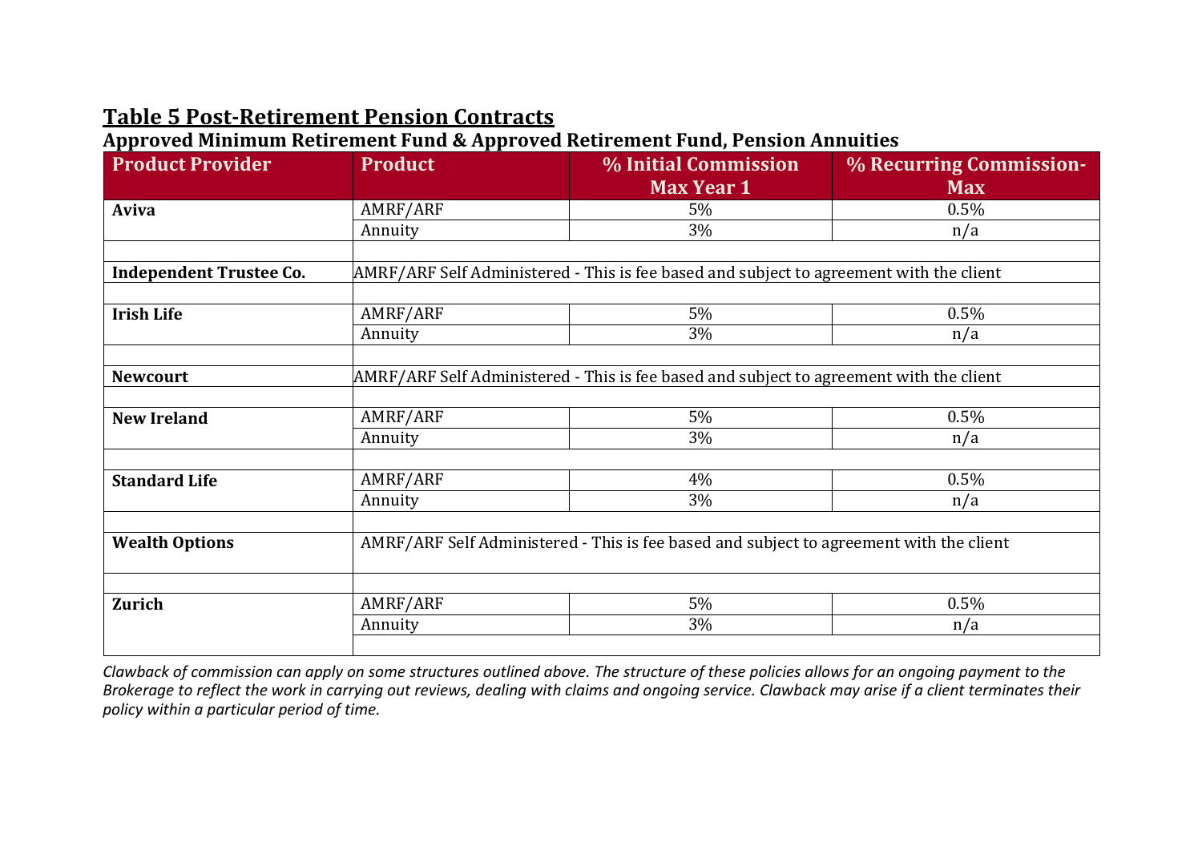## Table 5 Post-Retirement Pension Contracts

### Approved Minimum Retirement Fund & Approved Retirement Fund, Pension Annuities

| Product Provider | Product | % Initial Commission Max Year 1 | % Recurring Commission-Max |
|---|---|---|---|
| **Aviva** | AMRF/ARF | 5% | 0.5% |
| | Annuity | 3% | n/a |
| | | | |
| **Independent Trustee Co.** | AMRF/ARF Self Administered - This is fee based and subject to agreement with the client | | |
| | | | |
| **Irish Life** | AMRF/ARF | 5% | 0.5% |
| | Annuity | 3% | n/a |
| | | | |
| **Newcourt** | AMRF/ARF Self Administered - This is fee based and subject to agreement with the client | | |
| | | | |
| **New Ireland** | AMRF/ARF | 5% | 0.5% |
| | Annuity | 3% | n/a |
| | | | |
| **Standard Life** | AMRF/ARF | 4% | 0.5% |
| | Annuity | 3% | n/a |
| | | | |
| **Wealth Options** | AMRF/ARF Self Administered - This is fee based and subject to agreement with the client | | |
| | | | |
| **Zurich** | AMRF/ARF | 5% | 0.5% |
| | Annuity | 3% | n/a |

*Clawback of commission can apply on some structures outlined above. The structure of these policies allows for an ongoing payment to the Brokerage to reflect the work in carrying out reviews, dealing with claims and ongoing service. Clawback may arise if a client terminates their policy within a particular period of time.*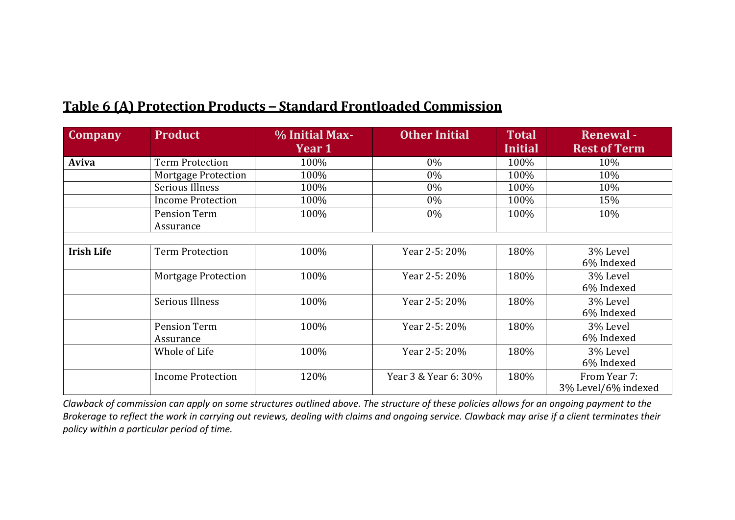## Table 6 (A) Protection Products – Standard Frontloaded Commission

| Company | Product | % Initial Max-Year 1 | Other Initial | Total Initial | Renewal - Rest of Term |
|---|---|---|---|---|---|
| **Aviva** | Term Protection | 100% | 0% | 100% | 10% |
| | Mortgage Protection | 100% | 0% | 100% | 10% |
| | Serious Illness | 100% | 0% | 100% | 10% |
| | Income Protection | 100% | 0% | 100% | 15% |
| | Pension Term Assurance | 100% | 0% | 100% | 10% |
| | | | | | |
| **Irish Life** | Term Protection | 100% | Year 2-5: 20% | 180% | 3% Level 6% Indexed |
| | Mortgage Protection | 100% | Year 2-5: 20% | 180% | 3% Level 6% Indexed |
| | Serious Illness | 100% | Year 2-5: 20% | 180% | 3% Level 6% Indexed |
| | Pension Term Assurance | 100% | Year 2-5: 20% | 180% | 3% Level 6% Indexed |
| | Whole of Life | 100% | Year 2-5: 20% | 180% | 3% Level 6% Indexed |
| | Income Protection | 120% | Year 3 & Year 6: 30% | 180% | From Year 7: 3% Level/6% indexed |

*Clawback of commission can apply on some structures outlined above. The structure of these policies allows for an ongoing payment to the Brokerage to reflect the work in carrying out reviews, dealing with claims and ongoing service. Clawback may arise if a client terminates their policy within a particular period of time.*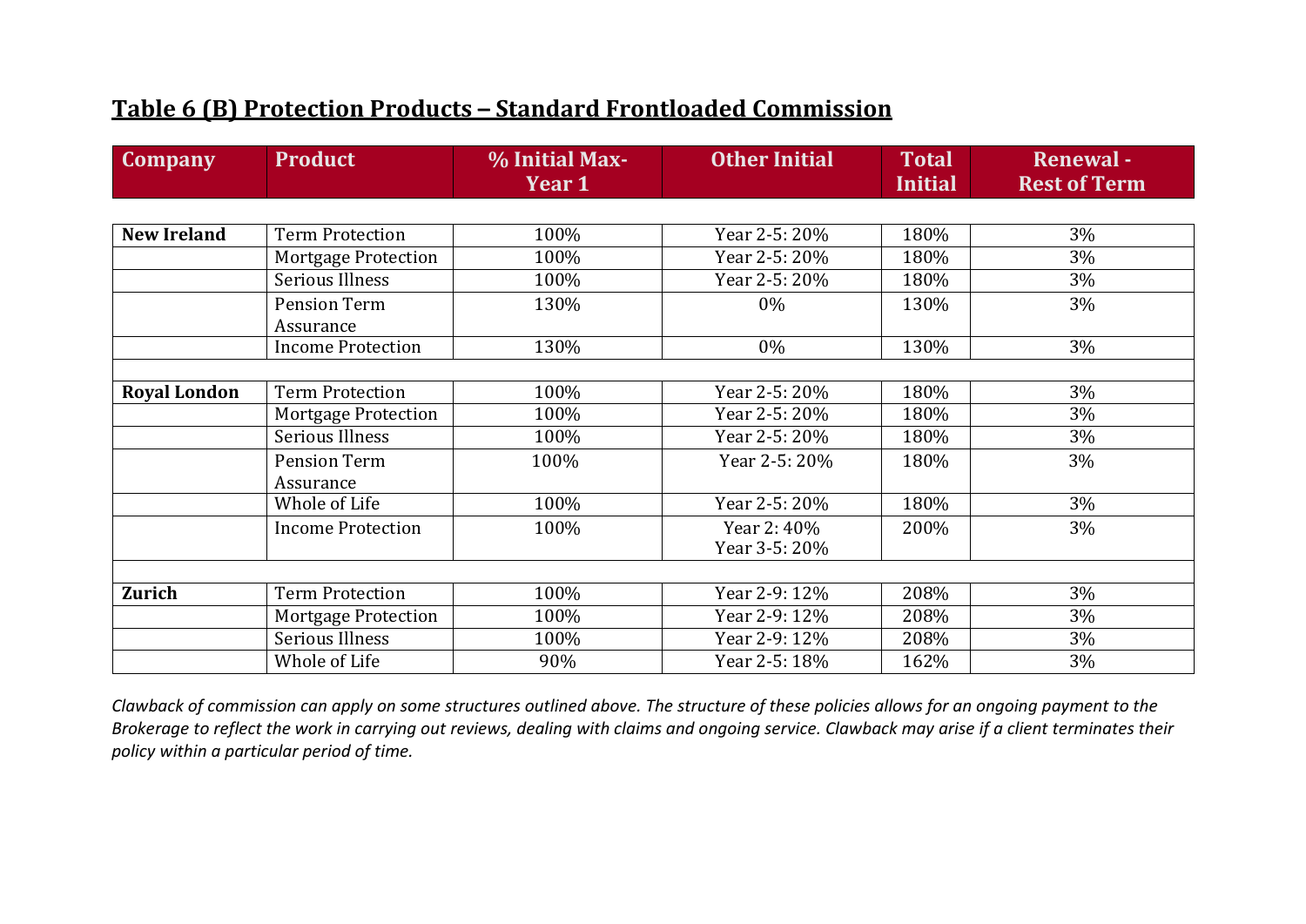## Table 6 (B) Protection Products – Standard Frontloaded Commission

| Company | Product | % Initial Max-Year 1 | Other Initial | Total Initial | Renewal - Rest of Term |
|---|---|---|---|---|---|
| **New Ireland** | Term Protection | 100% | Year 2-5: 20% | 180% | 3% |
| | Mortgage Protection | 100% | Year 2-5: 20% | 180% | 3% |
| | Serious Illness | 100% | Year 2-5: 20% | 180% | 3% |
| | Pension Term Assurance | 130% | 0% | 130% | 3% |
| | Income Protection | 130% | 0% | 130% | 3% |
| | | | | | |
| **Royal London** | Term Protection | 100% | Year 2-5: 20% | 180% | 3% |
| | Mortgage Protection | 100% | Year 2-5: 20% | 180% | 3% |
| | Serious Illness | 100% | Year 2-5: 20% | 180% | 3% |
| | Pension Term Assurance | 100% | Year 2-5: 20% | 180% | 3% |
| | Whole of Life | 100% | Year 2-5: 20% | 180% | 3% |
| | Income Protection | 100% | Year 2: 40% Year 3-5: 20% | 200% | 3% |
| | | | | | |
| **Zurich** | Term Protection | 100% | Year 2-9: 12% | 208% | 3% |
| | Mortgage Protection | 100% | Year 2-9: 12% | 208% | 3% |
| | Serious Illness | 100% | Year 2-9: 12% | 208% | 3% |
| | Whole of Life | 90% | Year 2-5: 18% | 162% | 3% |

*Clawback of commission can apply on some structures outlined above. The structure of these policies allows for an ongoing payment to the Brokerage to reflect the work in carrying out reviews, dealing with claims and ongoing service. Clawback may arise if a client terminates their policy within a particular period of time.*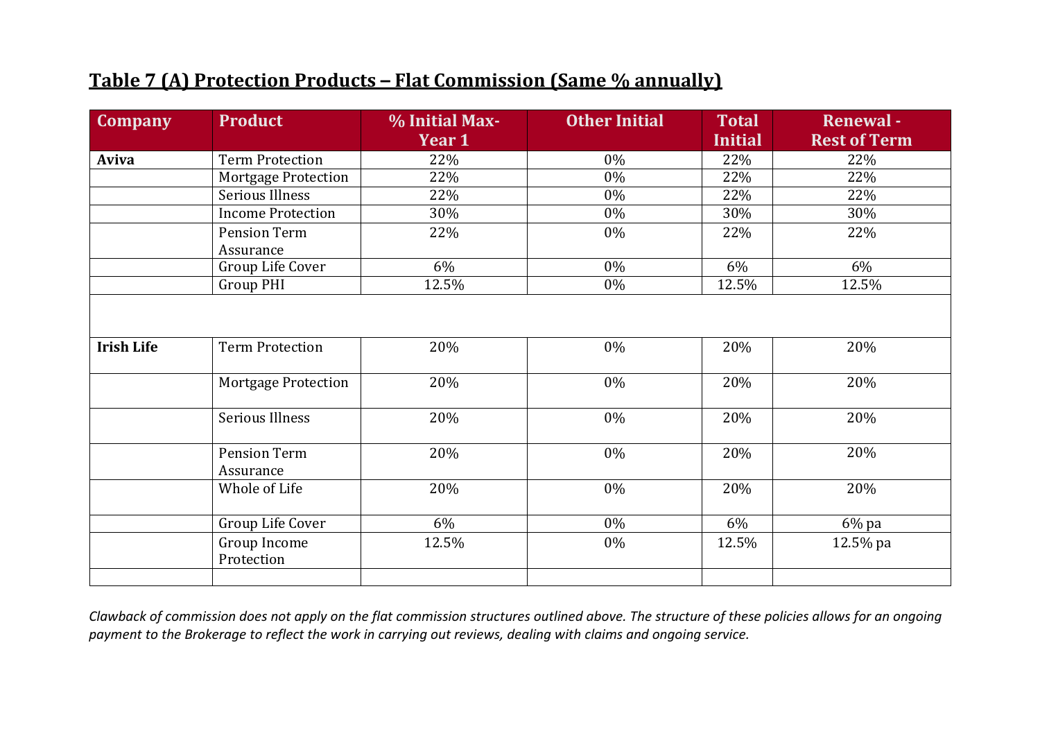## Table 7 (A) Protection Products – Flat Commission (Same % annually)

| Company | Product | % Initial Max-Year 1 | Other Initial | Total Initial | Renewal - Rest of Term |
|---|---|---|---|---|---|
| **Aviva** | Term Protection | 22% | 0% | 22% | 22% |
| | Mortgage Protection | 22% | 0% | 22% | 22% |
| | Serious Illness | 22% | 0% | 22% | 22% |
| | Income Protection | 30% | 0% | 30% | 30% |
| | Pension Term Assurance | 22% | 0% | 22% | 22% |
| | Group Life Cover | 6% | 0% | 6% | 6% |
| | Group PHI | 12.5% | 0% | 12.5% | 12.5% |
| | | | | | |
| **Irish Life** | Term Protection | 20% | 0% | 20% | 20% |
| | Mortgage Protection | 20% | 0% | 20% | 20% |
| | Serious Illness | 20% | 0% | 20% | 20% |
| | Pension Term Assurance | 20% | 0% | 20% | 20% |
| | Whole of Life | 20% | 0% | 20% | 20% |
| | Group Life Cover | 6% | 0% | 6% | 6% pa |
| | Group Income Protection | 12.5% | 0% | 12.5% | 12.5% pa |
| | | | | | |

*Clawback of commission does not apply on the flat commission structures outlined above. The structure of these policies allows for an ongoing payment to the Brokerage to reflect the work in carrying out reviews, dealing with claims and ongoing service.*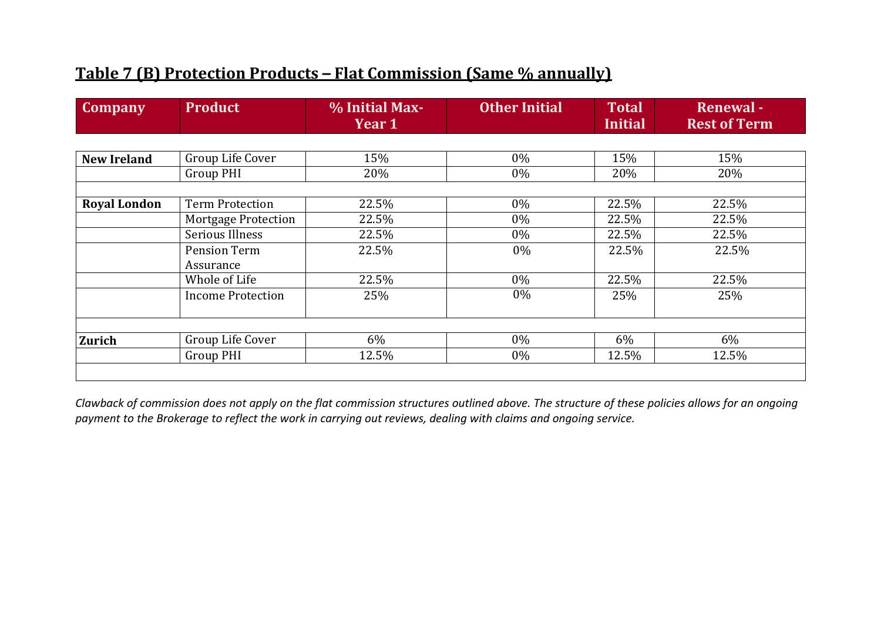## Table 7 (B) Protection Products – Flat Commission (Same % annually)

| Company | Product | % Initial Max-Year 1 | Other Initial | Total Initial | Renewal - Rest of Term |
|---|---|---|---|---|---|
| **New Ireland** | Group Life Cover | 15% | 0% | 15% | 15% |
| | Group PHI | 20% | 0% | 20% | 20% |
| | | | | | |
| **Royal London** | Term Protection | 22.5% | 0% | 22.5% | 22.5% |
| | Mortgage Protection | 22.5% | 0% | 22.5% | 22.5% |
| | Serious Illness | 22.5% | 0% | 22.5% | 22.5% |
| | Pension Term Assurance | 22.5% | 0% | 22.5% | 22.5% |
| | Whole of Life | 22.5% | 0% | 22.5% | 22.5% |
| | Income Protection | 25% | 0% | 25% | 25% |
| | | | | | |
| **Zurich** | Group Life Cover | 6% | 0% | 6% | 6% |
| | Group PHI | 12.5% | 0% | 12.5% | 12.5% |

*Clawback of commission does not apply on the flat commission structures outlined above. The structure of these policies allows for an ongoing payment to the Brokerage to reflect the work in carrying out reviews, dealing with claims and ongoing service.*